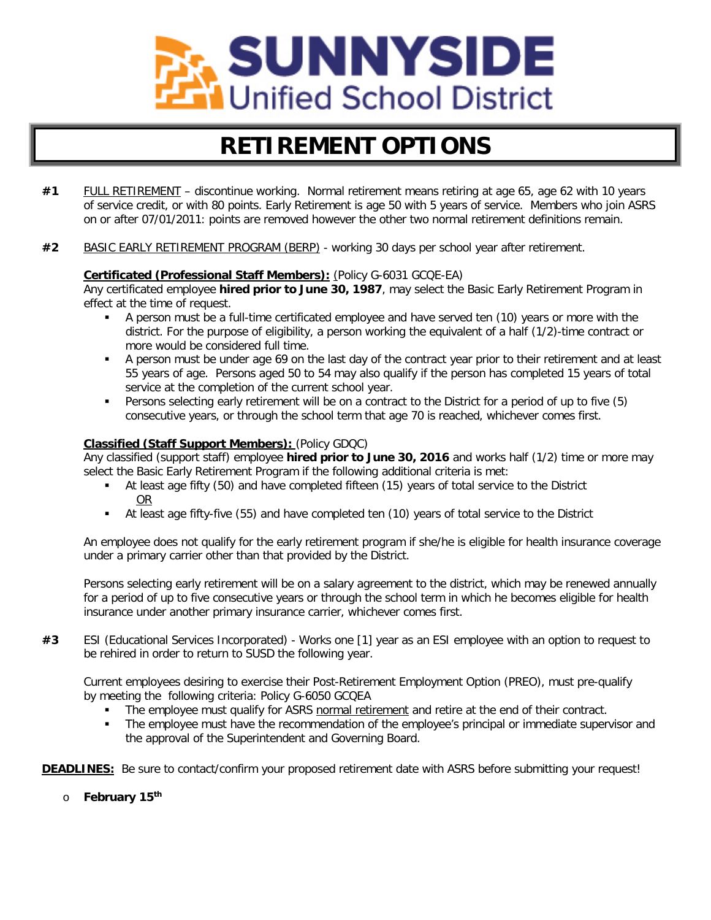# SUNNYSIDE Unified School District

# RETIREMENT OPTIONS

**#1** FULL RETIREMENT – discontinue working. Normal retirement means retiring at age 65, age 62 with 10 years of service credit, or with 80 points. Early Retirement is age 50 with 5 years of service. Members who join ASRS on or after 07/01/2011: points are removed however the other two normal retirement definitions remain.

**#2** BASIC EARLY RETIREMENT PROGRAM (BERP) - working 30 days per school year after retirement.

**Certificated (Professional Staff Members):** (Policy G-6031 GCQE-EA)
Any certificated employee **hired prior to June 30, 1987**, may select the Basic Early Retirement Program in effect at the time of request.

- A person must be a full-time certificated employee and have served ten (10) years or more with the district. For the purpose of eligibility, a person working the equivalent of a half (1/2)-time contract or more would be considered full time.
- A person must be under age 69 on the last day of the contract year prior to their retirement and at least 55 years of age. Persons aged 50 to 54 may also qualify if the person has completed 15 years of total service at the completion of the current school year.
- Persons selecting early retirement will be on a contract to the District for a period of up to five (5) consecutive years, or through the school term that age 70 is reached, whichever comes first.

**Classified (Staff Support Members):** (Policy GDQC)
Any classified (support staff) employee **hired prior to June 30, 2016** and works half (1/2) time or more may select the Basic Early Retirement Program if the following additional criteria is met:

- At least age fifty (50) and have completed fifteen (15) years of total service to the District
  OR
- At least age fifty-five (55) and have completed ten (10) years of total service to the District

An employee does not qualify for the early retirement program if she/he is eligible for health insurance coverage under a primary carrier other than that provided by the District.

Persons selecting early retirement will be on a salary agreement to the district, which may be renewed annually for a period of up to five consecutive years or through the school term in which he becomes eligible for health insurance under another primary insurance carrier, whichever comes first.

**#3** ESI (Educational Services Incorporated) - Works one [1] year as an ESI employee with an option to request to be rehired in order to return to SUSD the following year.

Current employees desiring to exercise their Post-Retirement Employment Option (PREO), must pre-qualify by meeting the following criteria: Policy G-6050 GCQEA

- The employee must qualify for ASRS normal retirement and retire at the end of their contract.
- The employee must have the recommendation of the employee's principal or immediate supervisor and the approval of the Superintendent and Governing Board.

**DEADLINES:** Be sure to contact/confirm your proposed retirement date with ASRS before submitting your request!

- **February 15th**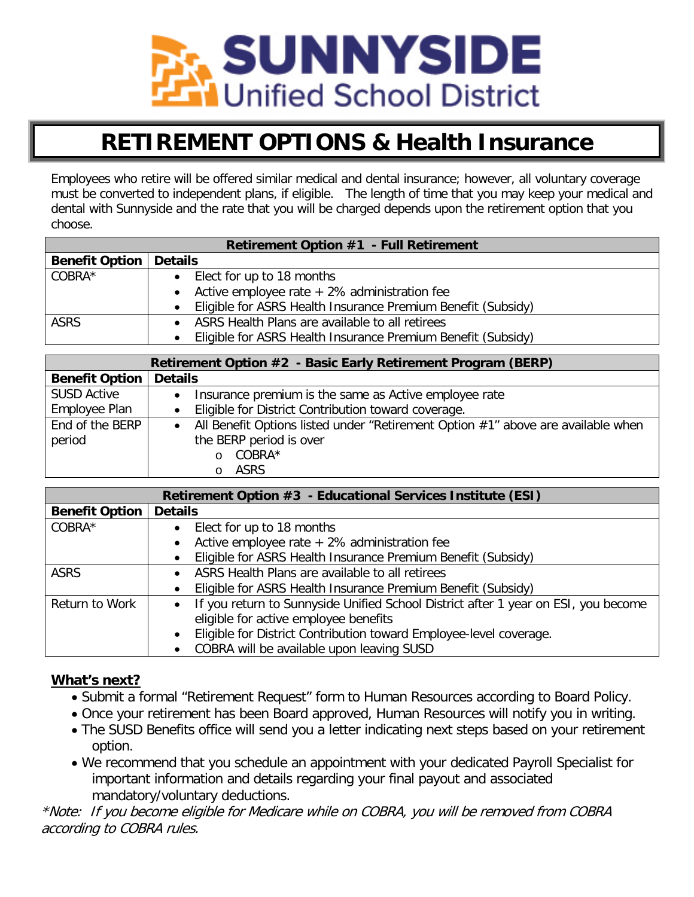# SUNNYSIDE Unified School District

# RETIREMENT OPTIONS & Health Insurance

Employees who retire will be offered similar medical and dental insurance; however, all voluntary coverage must be converted to independent plans, if eligible. The length of time that you may keep your medical and dental with Sunnyside and the rate that you will be charged depends upon the retirement option that you choose.

| Retirement Option #1 - Full Retirement | |
|---|---|
| **Benefit Option** | **Details** |
| COBRA* | • Elect for up to 18 months<br>• Active employee rate + 2% administration fee<br>• Eligible for ASRS Health Insurance Premium Benefit (Subsidy) |
| ASRS | • ASRS Health Plans are available to all retirees<br>• Eligible for ASRS Health Insurance Premium Benefit (Subsidy) |

| Retirement Option #2 - Basic Early Retirement Program (BERP) | |
|---|---|
| **Benefit Option** | **Details** |
| SUSD Active Employee Plan | • Insurance premium is the same as Active employee rate<br>• Eligible for District Contribution toward coverage. |
| End of the BERP period | • All Benefit Options listed under "Retirement Option #1" above are available when the BERP period is over<br>  o COBRA*<br>  o ASRS |

| Retirement Option #3 - Educational Services Institute (ESI) | |
|---|---|
| **Benefit Option** | **Details** |
| COBRA* | • Elect for up to 18 months<br>• Active employee rate + 2% administration fee<br>• Eligible for ASRS Health Insurance Premium Benefit (Subsidy) |
| ASRS | • ASRS Health Plans are available to all retirees<br>• Eligible for ASRS Health Insurance Premium Benefit (Subsidy) |
| Return to Work | • If you return to Sunnyside Unified School District after 1 year on ESI, you become eligible for active employee benefits<br>• Eligible for District Contribution toward Employee-level coverage.<br>• COBRA will be available upon leaving SUSD |

**<u>What's next?</u>**

- Submit a formal "Retirement Request" form to Human Resources according to Board Policy.
- Once your retirement has been Board approved, Human Resources will notify you in writing.
- The SUSD Benefits office will send you a letter indicating next steps based on your retirement option.
- We recommend that you schedule an appointment with your dedicated Payroll Specialist for important information and details regarding your final payout and associated mandatory/voluntary deductions.

*\*Note: If you become eligible for Medicare while on COBRA, you will be removed from COBRA according to COBRA rules.*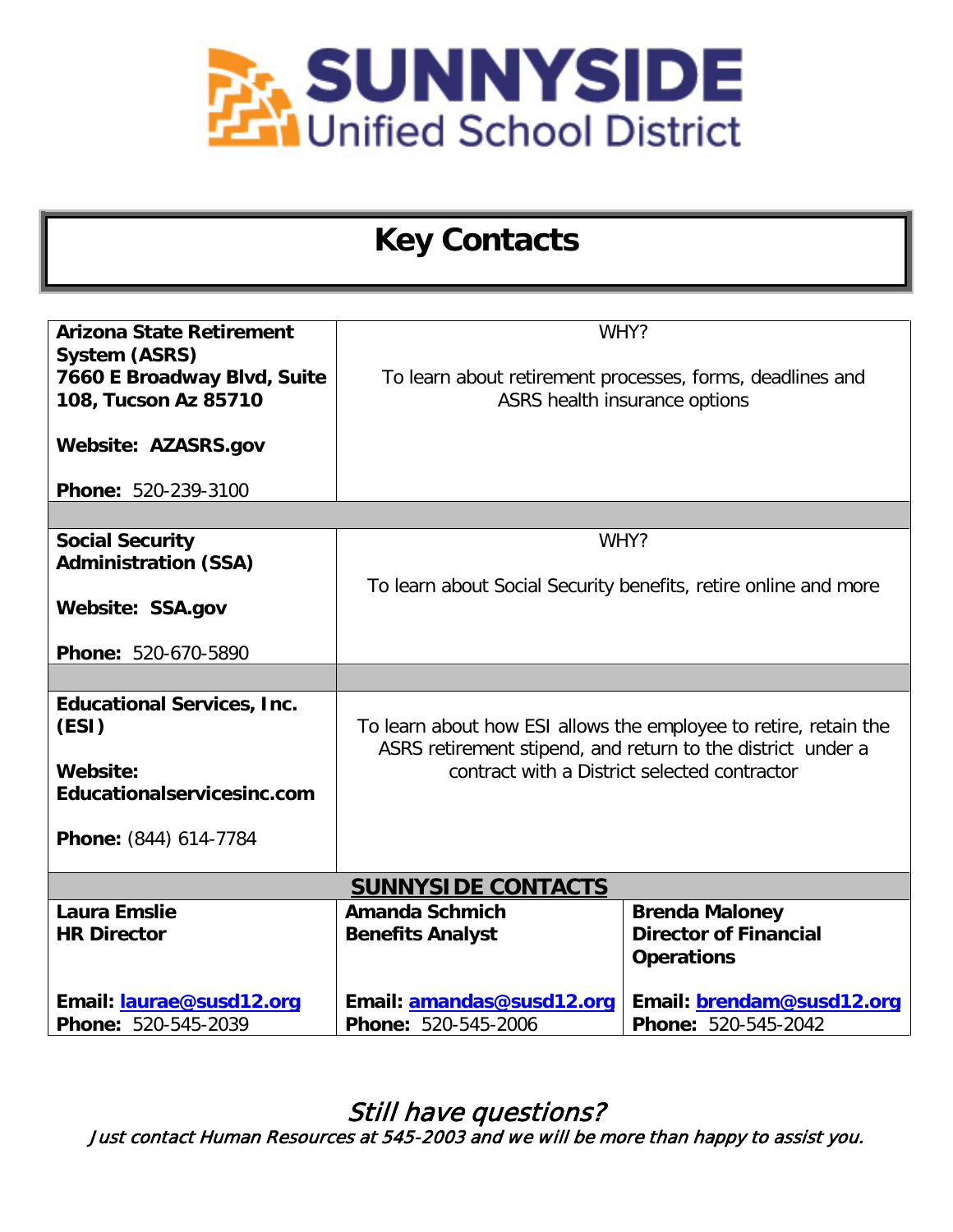# Key Contacts

| | | |
|---|---|---|
| **Arizona State Retirement System (ASRS)**<br>**7660 E Broadway Blvd, Suite 108, Tucson Az 85710**<br><br>**Website: AZASRS.gov**<br><br>**Phone:** 520-239-3100 | WHY?<br><br>To learn about retirement processes, forms, deadlines and ASRS health insurance options | |
| **Social Security Administration (SSA)**<br><br>**Website: SSA.gov**<br><br>**Phone:** 520-670-5890 | WHY?<br><br>To learn about Social Security benefits, retire online and more | |
| **Educational Services, Inc. (ESI)**<br><br>**Website: Educationalservicesinc.com**<br><br>**Phone:** (844) 614-7784 | To learn about how ESI allows the employee to retire, retain the ASRS retirement stipend, and return to the district under a contract with a District selected contractor | |
| **SUNNYSIDE CONTACTS** | | |
| **Laura Emslie**<br>**HR Director**<br><br>**Email:** laurae@susd12.org<br>**Phone:** 520-545-2039 | **Amanda Schmich**<br>**Benefits Analyst**<br><br>**Email:** amandas@susd12.org<br>**Phone:** 520-545-2006 | **Brenda Maloney**<br>**Director of Financial Operations**<br><br>**Email:** brendam@susd12.org<br>**Phone:** 520-545-2042 |

*Still have questions?*

*Just contact Human Resources at 545-2003 and we will be more than happy to assist you.*